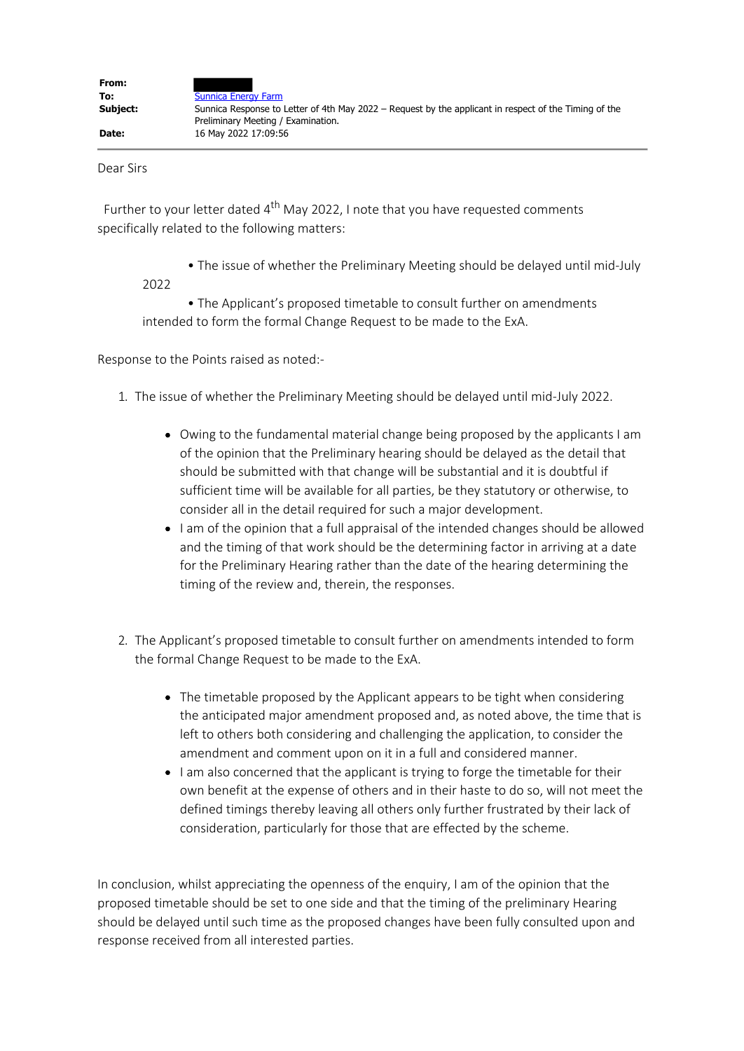| | |
|---|---|
| **From:** | |
| **To:** | Sunnica Energy Farm |
| **Subject:** | Sunnica Response to Letter of 4th May 2022 – Request by the applicant in respect of the Timing of the Preliminary Meeting / Examination. |
| **Date:** | 16 May 2022 17:09:56 |

Dear Sirs

Further to your letter dated 4th May 2022, I note that you have requested comments specifically related to the following matters:

- The issue of whether the Preliminary Meeting should be delayed until mid-July 2022
- The Applicant's proposed timetable to consult further on amendments intended to form the formal Change Request to be made to the ExA.

Response to the Points raised as noted:-

1. The issue of whether the Preliminary Meeting should be delayed until mid-July 2022.

   - Owing to the fundamental material change being proposed by the applicants I am of the opinion that the Preliminary hearing should be delayed as the detail that should be submitted with that change will be substantial and it is doubtful if sufficient time will be available for all parties, be they statutory or otherwise, to consider all in the detail required for such a major development.
   - I am of the opinion that a full appraisal of the intended changes should be allowed and the timing of that work should be the determining factor in arriving at a date for the Preliminary Hearing rather than the date of the hearing determining the timing of the review and, therein, the responses.

2. The Applicant's proposed timetable to consult further on amendments intended to form the formal Change Request to be made to the ExA.

   - The timetable proposed by the Applicant appears to be tight when considering the anticipated major amendment proposed and, as noted above, the time that is left to others both considering and challenging the application, to consider the amendment and comment upon on it in a full and considered manner.
   - I am also concerned that the applicant is trying to forge the timetable for their own benefit at the expense of others and in their haste to do so, will not meet the defined timings thereby leaving all others only further frustrated by their lack of consideration, particularly for those that are effected by the scheme.

In conclusion, whilst appreciating the openness of the enquiry, I am of the opinion that the proposed timetable should be set to one side and that the timing of the preliminary Hearing should be delayed until such time as the proposed changes have been fully consulted upon and response received from all interested parties.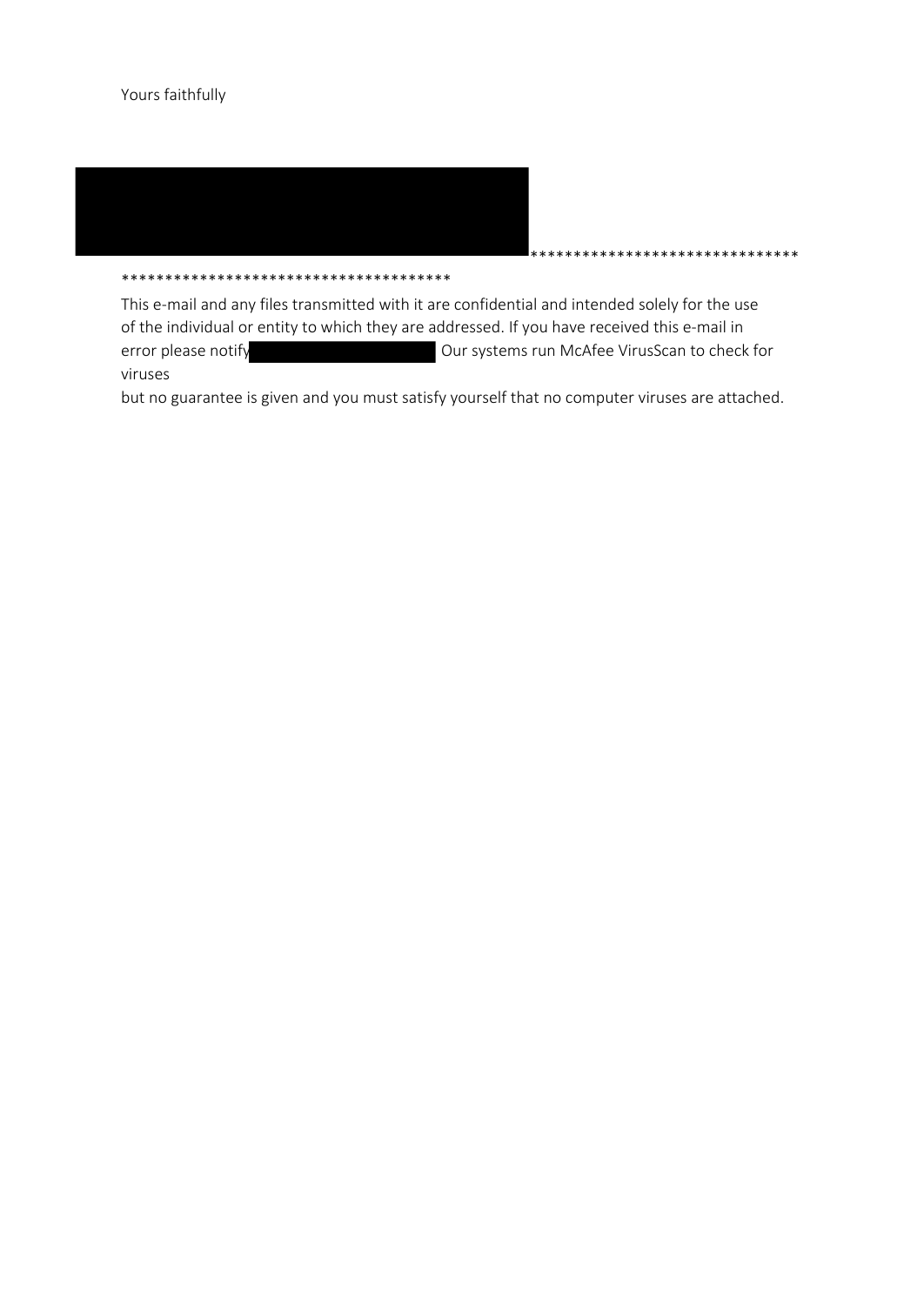Yours faithfully

******************************

**************************************

This e-mail and any files transmitted with it are confidential and intended solely for the use of the individual or entity to which they are addressed. If you have received this e-mail in error please notify Our systems run McAfee VirusScan to check for viruses
but no guarantee is given and you must satisfy yourself that no computer viruses are attached.